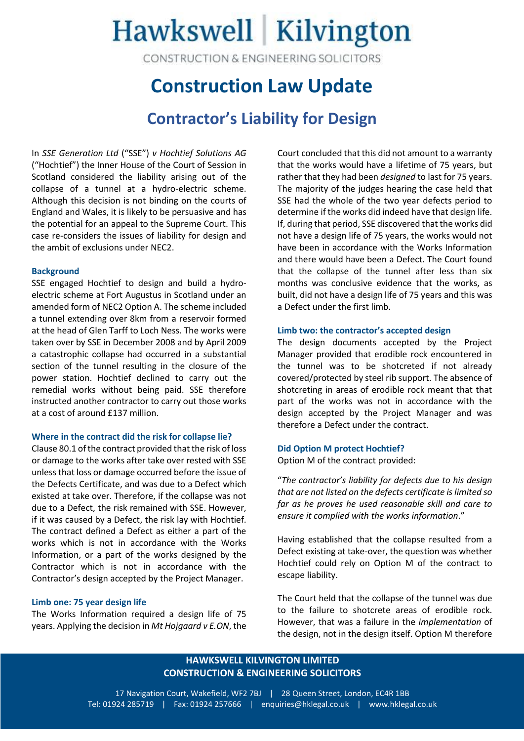# Hawkswell | Kilvington

CONSTRUCTION & ENGINEERING SOLICITORS

# Construction Law Update

## Contractor's Liability for Design

In *SSE Generation Ltd* ("SSE") *v Hochtief Solutions AG* ("Hochtief") the Inner House of the Court of Session in Scotland considered the liability arising out of the collapse of a tunnel at a hydro-electric scheme. Although this decision is not binding on the courts of England and Wales, it is likely to be persuasive and has the potential for an appeal to the Supreme Court. This case re-considers the issues of liability for design and the ambit of exclusions under NEC2.

### Background

SSE engaged Hochtief to design and build a hydro-electric scheme at Fort Augustus in Scotland under an amended form of NEC2 Option A. The scheme included a tunnel extending over 8km from a reservoir formed at the head of Glen Tarff to Loch Ness. The works were taken over by SSE in December 2008 and by April 2009 a catastrophic collapse had occurred in a substantial section of the tunnel resulting in the closure of the power station. Hochtief declined to carry out the remedial works without being paid. SSE therefore instructed another contractor to carry out those works at a cost of around £137 million.

### Where in the contract did the risk for collapse lie?

Clause 80.1 of the contract provided that the risk of loss or damage to the works after take over rested with SSE unless that loss or damage occurred before the issue of the Defects Certificate, and was due to a Defect which existed at take over. Therefore, if the collapse was not due to a Defect, the risk remained with SSE. However, if it was caused by a Defect, the risk lay with Hochtief. The contract defined a Defect as either a part of the works which is not in accordance with the Works Information, or a part of the works designed by the Contractor which is not in accordance with the Contractor's design accepted by the Project Manager.

### Limb one: 75 year design life

The Works Information required a design life of 75 years. Applying the decision in *Mt Hojgaard v E.ON*, the Court concluded that this did not amount to a warranty that the works would have a lifetime of 75 years, but rather that they had been *designed* to last for 75 years. The majority of the judges hearing the case held that SSE had the whole of the two year defects period to determine if the works did indeed have that design life. If, during that period, SSE discovered that the works did not have a design life of 75 years, the works would not have been in accordance with the Works Information and there would have been a Defect. The Court found that the collapse of the tunnel after less than six months was conclusive evidence that the works, as built, did not have a design life of 75 years and this was a Defect under the first limb.

### Limb two: the contractor's accepted design

The design documents accepted by the Project Manager provided that erodible rock encountered in the tunnel was to be shotcreted if not already covered/protected by steel rib support. The absence of shotcreting in areas of erodible rock meant that that part of the works was not in accordance with the design accepted by the Project Manager and was therefore a Defect under the contract.

### Did Option M protect Hochtief?

Option M of the contract provided:

"*The contractor's liability for defects due to his design that are not listed on the defects certificate is limited so far as he proves he used reasonable skill and care to ensure it complied with the works information.*"

Having established that the collapse resulted from a Defect existing at take-over, the question was whether Hochtief could rely on Option M of the contract to escape liability.

The Court held that the collapse of the tunnel was due to the failure to shotcrete areas of erodible rock. However, that was a failure in the *implementation* of the design, not in the design itself. Option M therefore

**HAWKSWELL KILVINGTON LIMITED**
**CONSTRUCTION & ENGINEERING SOLICITORS**

17 Navigation Court, Wakefield, WF2 7BJ | 28 Queen Street, London, EC4R 1BB
Tel: 01924 285719 | Fax: 01924 257666 | enquiries@hklegal.co.uk | www.hklegal.co.uk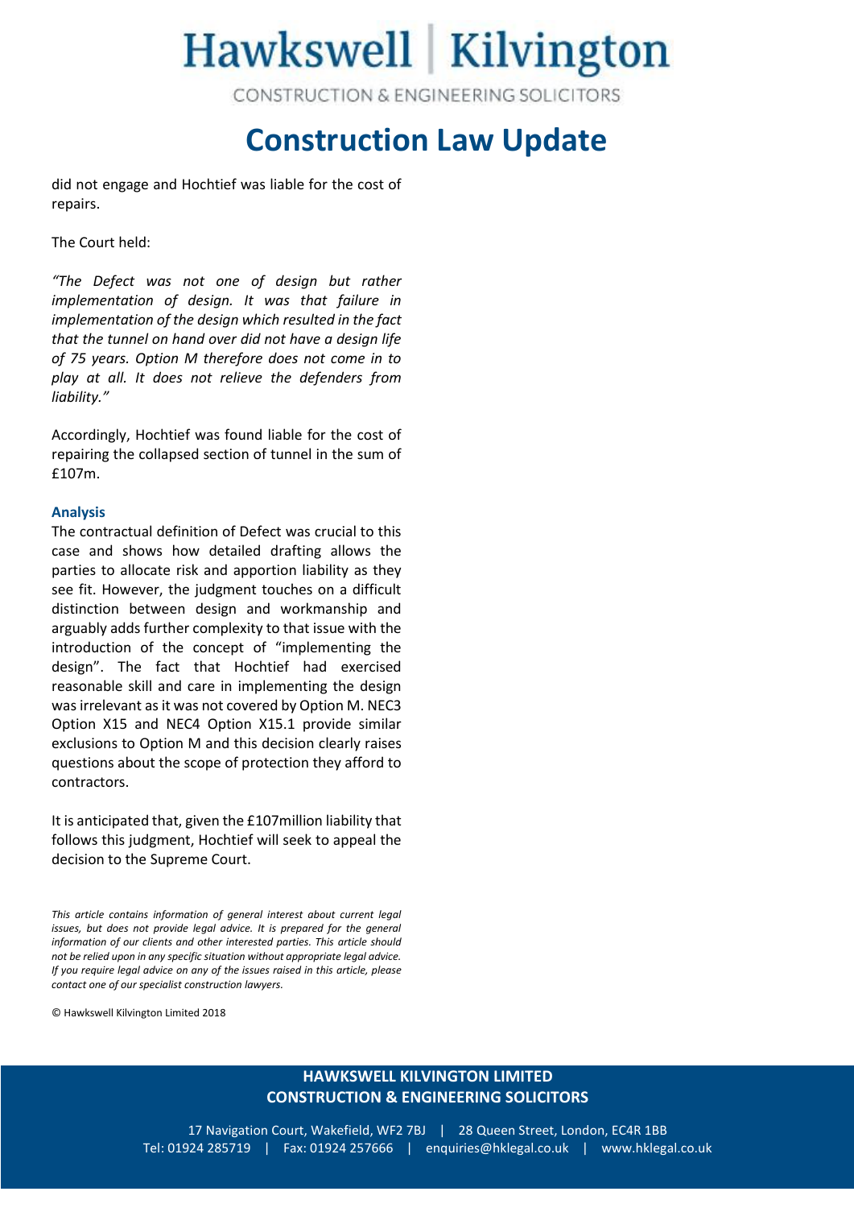did not engage and Hochtief was liable for the cost of repairs.

The Court held:

*"The Defect was not one of design but rather implementation of design. It was that failure in implementation of the design which resulted in the fact that the tunnel on hand over did not have a design life of 75 years. Option M therefore does not come in to play at all. It does not relieve the defenders from liability."*

Accordingly, Hochtief was found liable for the cost of repairing the collapsed section of tunnel in the sum of £107m.

### Analysis

The contractual definition of Defect was crucial to this case and shows how detailed drafting allows the parties to allocate risk and apportion liability as they see fit. However, the judgment touches on a difficult distinction between design and workmanship and arguably adds further complexity to that issue with the introduction of the concept of "implementing the design". The fact that Hochtief had exercised reasonable skill and care in implementing the design was irrelevant as it was not covered by Option M. NEC3 Option X15 and NEC4 Option X15.1 provide similar exclusions to Option M and this decision clearly raises questions about the scope of protection they afford to contractors.

It is anticipated that, given the £107million liability that follows this judgment, Hochtief will seek to appeal the decision to the Supreme Court.

*This article contains information of general interest about current legal issues, but does not provide legal advice. It is prepared for the general information of our clients and other interested parties. This article should not be relied upon in any specific situation without appropriate legal advice. If you require legal advice on any of the issues raised in this article, please contact one of our specialist construction lawyers.*

© Hawkswell Kilvington Limited 2018